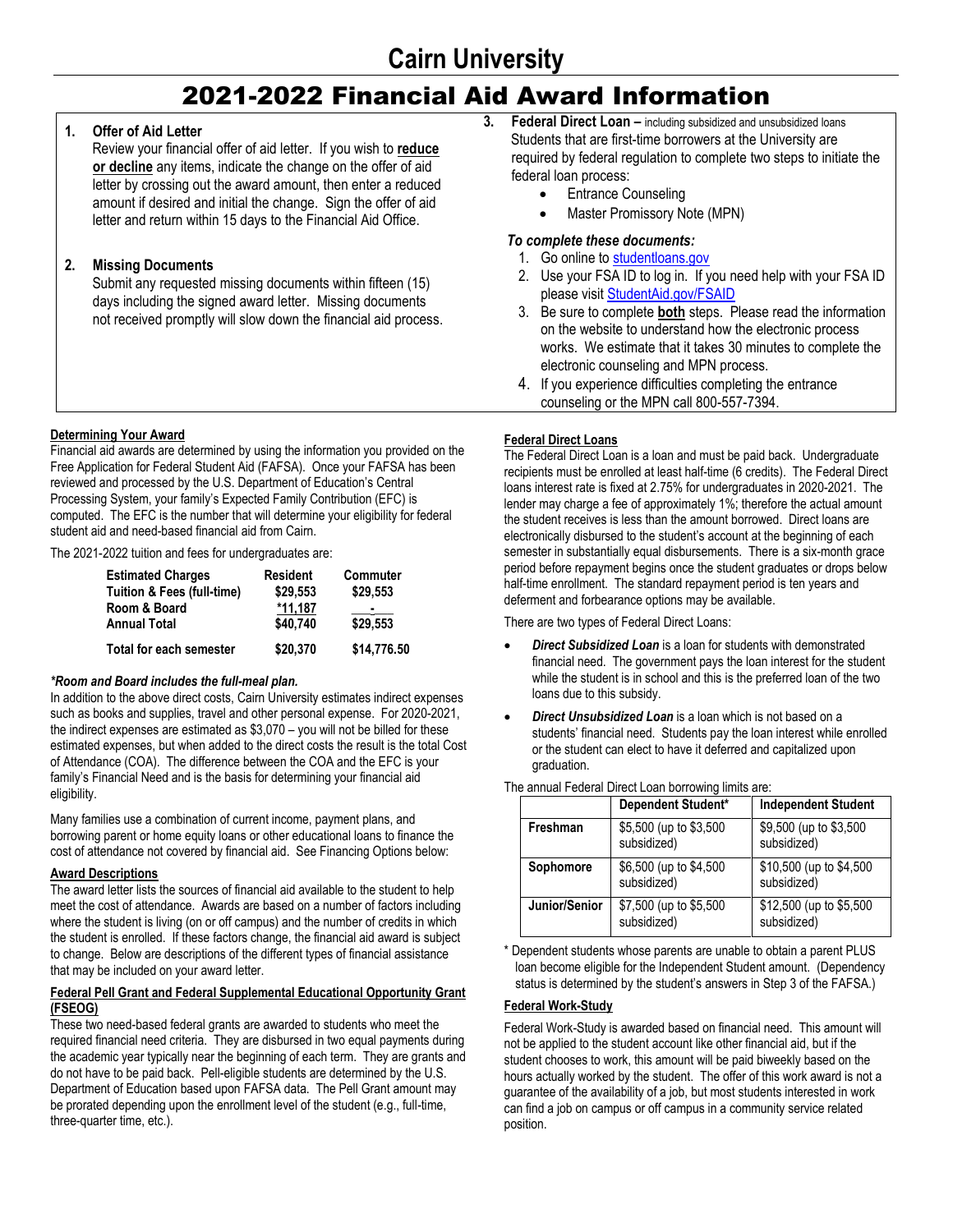# Cairn University

# 2021-2022 Financial Aid Award Information

1. **Offer of Aid Letter**
   Review your financial offer of aid letter. If you wish to **reduce or decline** any items, indicate the change on the offer of aid letter by crossing out the award amount, then enter a reduced amount if desired and initial the change. Sign the offer of aid letter and return within 15 days to the Financial Aid Office.

2. **Missing Documents**
   Submit any requested missing documents within fifteen (15) days including the signed award letter. Missing documents not received promptly will slow down the financial aid process.

3. **Federal Direct Loan –** including subsidized and unsubsidized loans
   Students that are first-time borrowers at the University are required by federal regulation to complete two steps to initiate the federal loan process:
   - Entrance Counseling
   - Master Promissory Note (MPN)

   ***To complete these documents:***
   1. Go online to studentloans.gov
   2. Use your FSA ID to log in. If you need help with your FSA ID please visit StudentAid.gov/FSAID
   3. Be sure to complete **both** steps. Please read the information on the website to understand how the electronic process works. We estimate that it takes 30 minutes to complete the electronic counseling and MPN process.
   4. If you experience difficulties completing the entrance counseling or the MPN call 800-557-7394.

## Determining Your Award

Financial aid awards are determined by using the information you provided on the Free Application for Federal Student Aid (FAFSA). Once your FAFSA has been reviewed and processed by the U.S. Department of Education's Central Processing System, your family's Expected Family Contribution (EFC) is computed. The EFC is the number that will determine your eligibility for federal student aid and need-based financial aid from Cairn.

The 2021-2022 tuition and fees for undergraduates are:

| Estimated Charges | Resident | Commuter |
|---|---|---|
| Tuition & Fees (full-time) | $29,553 | $29,553 |
| Room & Board | *11,187 | - |
| Annual Total | $40,740 | $29,553 |
| Total for each semester | $20,370 | $14,776.50 |

***Room and Board includes the full-meal plan.***

In addition to the above direct costs, Cairn University estimates indirect expenses such as books and supplies, travel and other personal expense. For 2020-2021, the indirect expenses are estimated as $3,070 – you will not be billed for these estimated expenses, but when added to the direct costs the result is the total Cost of Attendance (COA). The difference between the COA and the EFC is your family's Financial Need and is the basis for determining your financial aid eligibility.

Many families use a combination of current income, payment plans, and borrowing parent or home equity loans or other educational loans to finance the cost of attendance not covered by financial aid. See Financing Options below:

## Award Descriptions

The award letter lists the sources of financial aid available to the student to help meet the cost of attendance. Awards are based on a number of factors including where the student is living (on or off campus) and the number of credits in which the student is enrolled. If these factors change, the financial aid award is subject to change. Below are descriptions of the different types of financial assistance that may be included on your award letter.

## Federal Pell Grant and Federal Supplemental Educational Opportunity Grant (FSEOG)

These two need-based federal grants are awarded to students who meet the required financial need criteria. They are disbursed in two equal payments during the academic year typically near the beginning of each term. They are grants and do not have to be paid back. Pell-eligible students are determined by the U.S. Department of Education based upon FAFSA data. The Pell Grant amount may be prorated depending upon the enrollment level of the student (e.g., full-time, three-quarter time, etc.).

## Federal Direct Loans

The Federal Direct Loan is a loan and must be paid back. Undergraduate recipients must be enrolled at least half-time (6 credits). The Federal Direct loans interest rate is fixed at 2.75% for undergraduates in 2020-2021. The lender may charge a fee of approximately 1%; therefore the actual amount the student receives is less than the amount borrowed. Direct loans are electronically disbursed to the student's account at the beginning of each semester in substantially equal disbursements. There is a six-month grace period before repayment begins once the student graduates or drops below half-time enrollment. The standard repayment period is ten years and deferment and forbearance options may be available.

There are two types of Federal Direct Loans:

- ***Direct Subsidized Loan*** is a loan for students with demonstrated financial need. The government pays the loan interest for the student while the student is in school and this is the preferred loan of the two loans due to this subsidy.
- ***Direct Unsubsidized Loan*** is a loan which is not based on a students' financial need. Students pay the loan interest while enrolled or the student can elect to have it deferred and capitalized upon graduation.

The annual Federal Direct Loan borrowing limits are:

| | Dependent Student* | Independent Student |
|---|---|---|
| **Freshman** | $5,500 (up to $3,500 subsidized) | $9,500 (up to $3,500 subsidized) |
| **Sophomore** | $6,500 (up to $4,500 subsidized) | $10,500 (up to $4,500 subsidized) |
| **Junior/Senior** | $7,500 (up to $5,500 subsidized) | $12,500 (up to $5,500 subsidized) |

\* Dependent students whose parents are unable to obtain a parent PLUS loan become eligible for the Independent Student amount. (Dependency status is determined by the student's answers in Step 3 of the FAFSA.)

## Federal Work-Study

Federal Work-Study is awarded based on financial need. This amount will not be applied to the student account like other financial aid, but if the student chooses to work, this amount will be paid biweekly based on the hours actually worked by the student. The offer of this work award is not a guarantee of the availability of a job, but most students interested in work can find a job on campus or off campus in a community service related position.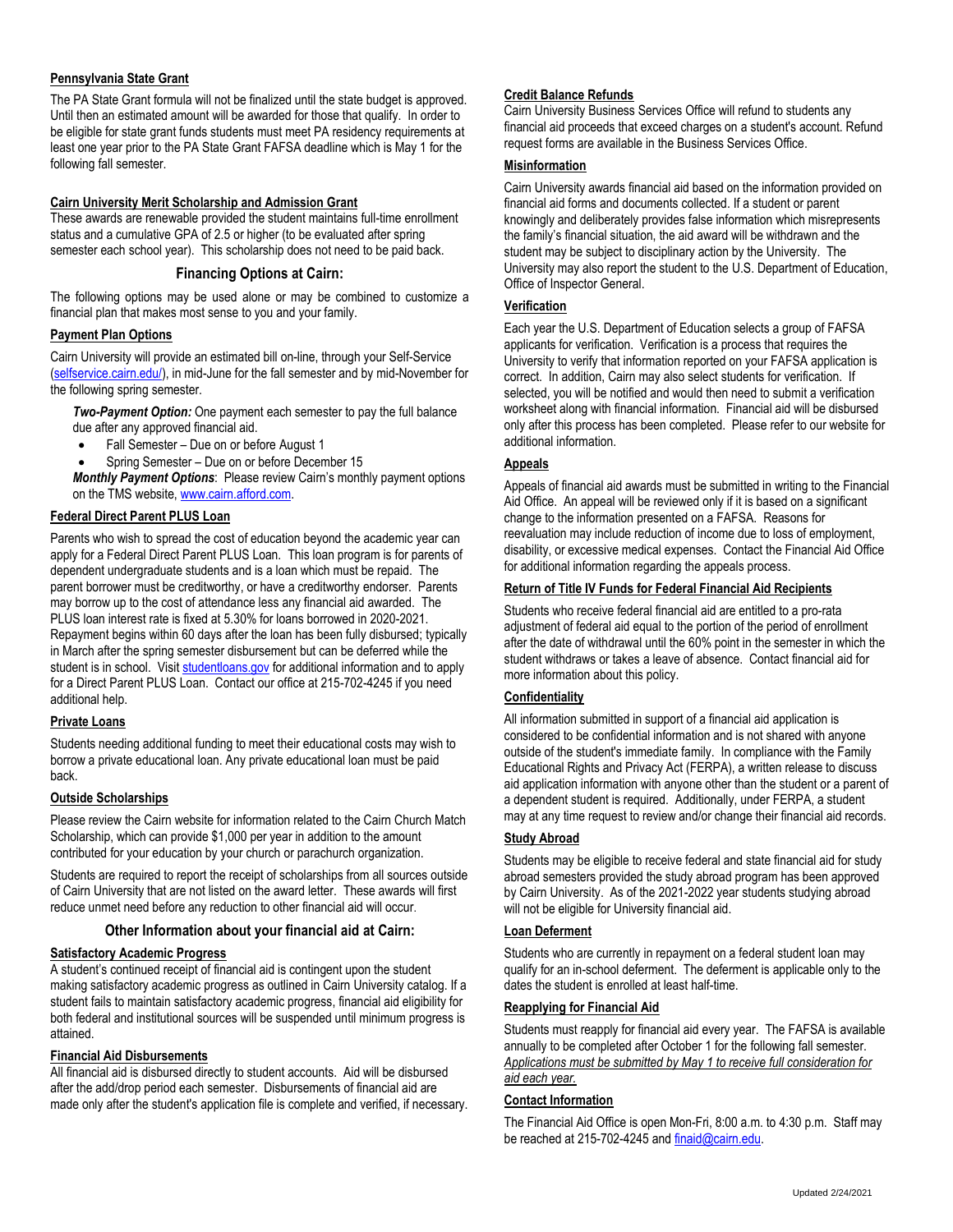**Pennsylvania State Grant**

The PA State Grant formula will not be finalized until the state budget is approved. Until then an estimated amount will be awarded for those that qualify. In order to be eligible for state grant funds students must meet PA residency requirements at least one year prior to the PA State Grant FAFSA deadline which is May 1 for the following fall semester.

**Cairn University Merit Scholarship and Admission Grant**

These awards are renewable provided the student maintains full-time enrollment status and a cumulative GPA of 2.5 or higher (to be evaluated after spring semester each school year). This scholarship does not need to be paid back.

## Financing Options at Cairn:

The following options may be used alone or may be combined to customize a financial plan that makes most sense to you and your family.

**Payment Plan Options**

Cairn University will provide an estimated bill on-line, through your Self-Service (selfservice.cairn.edu/), in mid-June for the fall semester and by mid-November for the following spring semester.

***Two-Payment Option:*** One payment each semester to pay the full balance due after any approved financial aid.

- Fall Semester – Due on or before August 1
- Spring Semester – Due on or before December 15

***Monthly Payment Options***: Please review Cairn's monthly payment options on the TMS website, www.cairn.afford.com.

**Federal Direct Parent PLUS Loan**

Parents who wish to spread the cost of education beyond the academic year can apply for a Federal Direct Parent PLUS Loan. This loan program is for parents of dependent undergraduate students and is a loan which must be repaid. The parent borrower must be creditworthy, or have a creditworthy endorser. Parents may borrow up to the cost of attendance less any financial aid awarded. The PLUS loan interest rate is fixed at 5.30% for loans borrowed in 2020-2021. Repayment begins within 60 days after the loan has been fully disbursed; typically in March after the spring semester disbursement but can be deferred while the student is in school. Visit studentloans.gov for additional information and to apply for a Direct Parent PLUS Loan. Contact our office at 215-702-4245 if you need additional help.

**Private Loans**

Students needing additional funding to meet their educational costs may wish to borrow a private educational loan. Any private educational loan must be paid back.

**Outside Scholarships**

Please review the Cairn website for information related to the Cairn Church Match Scholarship, which can provide $1,000 per year in addition to the amount contributed for your education by your church or parachurch organization.

Students are required to report the receipt of scholarships from all sources outside of Cairn University that are not listed on the award letter. These awards will first reduce unmet need before any reduction to other financial aid will occur.

## Other Information about your financial aid at Cairn:

**Satisfactory Academic Progress**

A student's continued receipt of financial aid is contingent upon the student making satisfactory academic progress as outlined in Cairn University catalog. If a student fails to maintain satisfactory academic progress, financial aid eligibility for both federal and institutional sources will be suspended until minimum progress is attained.

**Financial Aid Disbursements**

All financial aid is disbursed directly to student accounts. Aid will be disbursed after the add/drop period each semester. Disbursements of financial aid are made only after the student's application file is complete and verified, if necessary.

**Credit Balance Refunds**

Cairn University Business Services Office will refund to students any financial aid proceeds that exceed charges on a student's account. Refund request forms are available in the Business Services Office.

**Misinformation**

Cairn University awards financial aid based on the information provided on financial aid forms and documents collected. If a student or parent knowingly and deliberately provides false information which misrepresents the family's financial situation, the aid award will be withdrawn and the student may be subject to disciplinary action by the University. The University may also report the student to the U.S. Department of Education, Office of Inspector General.

**Verification**

Each year the U.S. Department of Education selects a group of FAFSA applicants for verification. Verification is a process that requires the University to verify that information reported on your FAFSA application is correct. In addition, Cairn may also select students for verification. If selected, you will be notified and would then need to submit a verification worksheet along with financial information. Financial aid will be disbursed only after this process has been completed. Please refer to our website for additional information.

**Appeals**

Appeals of financial aid awards must be submitted in writing to the Financial Aid Office. An appeal will be reviewed only if it is based on a significant change to the information presented on a FAFSA. Reasons for reevaluation may include reduction of income due to loss of employment, disability, or excessive medical expenses. Contact the Financial Aid Office for additional information regarding the appeals process.

**Return of Title IV Funds for Federal Financial Aid Recipients**

Students who receive federal financial aid are entitled to a pro-rata adjustment of federal aid equal to the portion of the period of enrollment after the date of withdrawal until the 60% point in the semester in which the student withdraws or takes a leave of absence. Contact financial aid for more information about this policy.

**Confidentiality**

All information submitted in support of a financial aid application is considered to be confidential information and is not shared with anyone outside of the student's immediate family. In compliance with the Family Educational Rights and Privacy Act (FERPA), a written release to discuss aid application information with anyone other than the student or a parent of a dependent student is required. Additionally, under FERPA, a student may at any time request to review and/or change their financial aid records.

**Study Abroad**

Students may be eligible to receive federal and state financial aid for study abroad semesters provided the study abroad program has been approved by Cairn University. As of the 2021-2022 year students studying abroad will not be eligible for University financial aid.

**Loan Deferment**

Students who are currently in repayment on a federal student loan may qualify for an in-school deferment. The deferment is applicable only to the dates the student is enrolled at least half-time.

**Reapplying for Financial Aid**

Students must reapply for financial aid every year. The FAFSA is available annually to be completed after October 1 for the following fall semester. *Applications must be submitted by May 1 to receive full consideration for aid each year.*

**Contact Information**

The Financial Aid Office is open Mon-Fri, 8:00 a.m. to 4:30 p.m. Staff may be reached at 215-702-4245 and finaid@cairn.edu.

Updated 2/24/2021